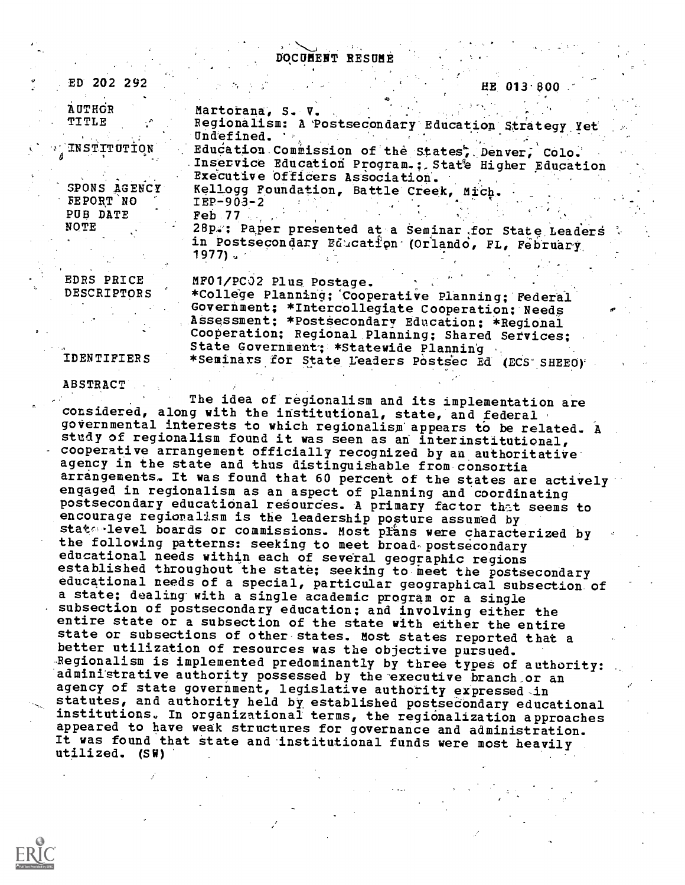# DOCUMENT RESUME

| | |
|---|---|
| ED 202 292 | HE 013 800 |
| AUTHOR | Martorana, S. V. |
| TITLE | Regionalism: A Postsecondary Education Strategy Yet Undefined. |
| INSTITUTION | Education Commission of the States, Denver, Colo. Inservice Education Program.; State Higher Education Executive Officers Association. |
| SPONS AGENCY | Kellogg Foundation, Battle Creek, Mich. |
| REPORT NO | IEP-903-2 |
| PUB DATE | Feb 77 |
| NOTE | 28p.; Paper presented at a Seminar for State Leaders in Postsecondary Education (Orlando, FL, February 1977). |
| EDRS PRICE | MF01/PC02 Plus Postage. |
| DESCRIPTORS | *College Planning; Cooperative Planning; Federal Government; *Intercollegiate Cooperation; Needs Assessment; *Postsecondary Education; *Regional Cooperation; Regional Planning; Shared Services; State Government; *Statewide Planning |
| IDENTIFIERS | *Seminars for State Leaders Postsec Ed (ECS SHEEO) |

## ABSTRACT

The idea of regionalism and its implementation are considered, along with the institutional, state, and federal governmental interests to which regionalism appears to be related. A study of regionalism found it was seen as an interinstitutional, cooperative arrangement officially recognized by an authoritative agency in the state and thus distinguishable from consortia arrangements. It was found that 60 percent of the states are actively engaged in regionalism as an aspect of planning and coordinating postsecondary educational resources. A primary factor that seems to encourage regionalism is the leadership posture assumed by state-level boards or commissions. Most plans were characterized by the following patterns: seeking to meet broad postsecondary educational needs within each of several geographic regions established throughout the state; seeking to meet the postsecondary educational needs of a special, particular geographical subsection of a state; dealing with a single academic program or a single subsection of postsecondary education; and involving either the entire state or a subsection of the state with either the entire state or subsections of other states. Most states reported that a better utilization of resources was the objective pursued. Regionalism is implemented predominantly by three types of authority: administrative authority possessed by the executive branch or an agency of state government, legislative authority expressed in statutes, and authority held by established postsecondary educational institutions. In organizational terms, the regionalization approaches appeared to have weak structures for governance and administration. It was found that state and institutional funds were most heavily utilized. (SW)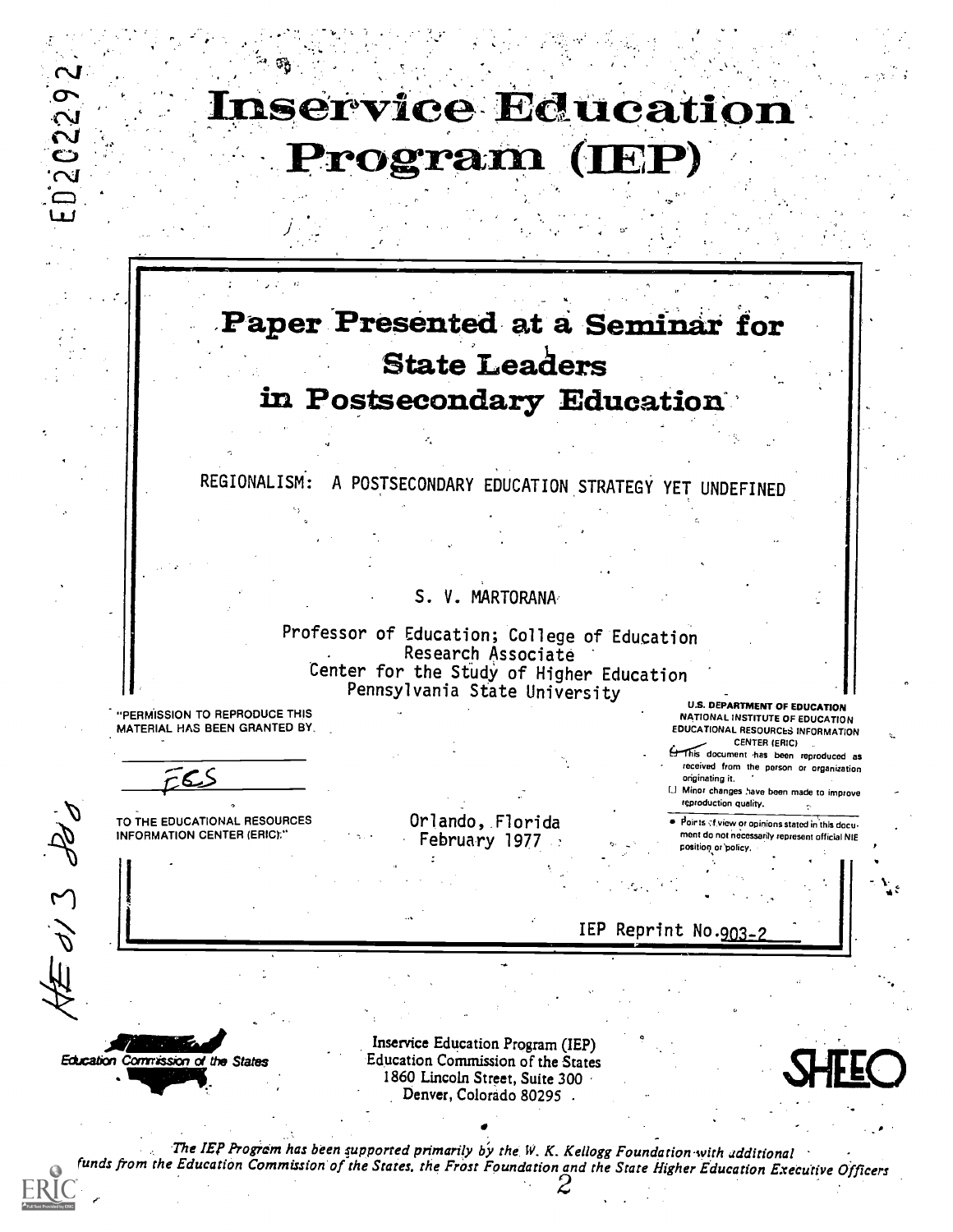ED202292

# Inservice Education Program (IEP)

## Paper Presented at a Seminar for State Leaders in Postsecondary Education

REGIONALISM: A POSTSECONDARY EDUCATION STRATEGY YET UNDEFINED

S. V. MARTORANA

Professor of Education; College of Education
Research Associate
Center for the Study of Higher Education
Pennsylvania State University

"PERMISSION TO REPRODUCE THIS MATERIAL HAS BEEN GRANTED BY

ECS

TO THE EDUCATIONAL RESOURCES INFORMATION CENTER (ERIC)."

Orlando, Florida
February 1977

U.S. DEPARTMENT OF EDUCATION
NATIONAL INSTITUTE OF EDUCATION
EDUCATIONAL RESOURCES INFORMATION CENTER (ERIC)

- This document has been reproduced as received from the person or organization originating it.
- Minor changes have been made to improve reproduction quality.
- Points of view or opinions stated in this document do not necessarily represent official NIE position or policy.

IEP Reprint No. 903-2

HE 013 800

Education Commission of the States

Inservice Education Program (IEP)
Education Commission of the States
1860 Lincoln Street, Suite 300
Denver, Colorado 80295

SHEEO

*The IEP Program has been supported primarily by the W. K. Kellogg Foundation with additional funds from the Education Commission of the States, the Frost Foundation and the State Higher Education Executive Officers*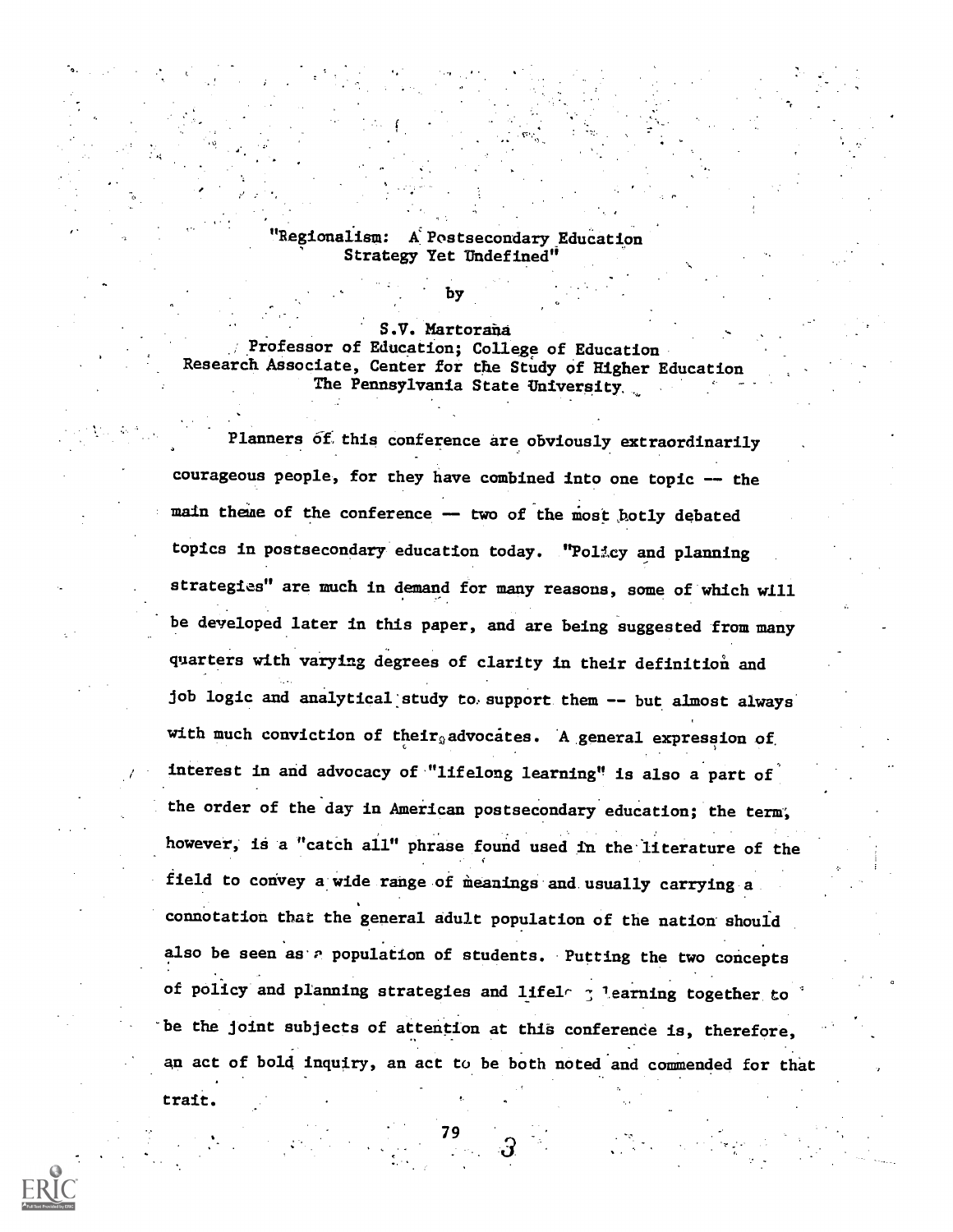"Regionalism: A Postsecondary Education Strategy Yet Undefined"

by

S.V. Martorana
Professor of Education; College of Education
Research Associate, Center for the Study of Higher Education
The Pennsylvania State University

Planners of this conference are obviously extraordinarily courageous people, for they have combined into one topic -- the main theme of the conference -- two of the most hotly debated topics in postsecondary education today. "Policy and planning strategies" are much in demand for many reasons, some of which will be developed later in this paper, and are being suggested from many quarters with varying degrees of clarity in their definition and job logic and analytical study to support them -- but almost always with much conviction of their advocates. A general expression of interest in and advocacy of "lifelong learning" is also a part of the order of the day in American postsecondary education; the term, however, is a "catch all" phrase found used in the literature of the field to convey a wide range of meanings and usually carrying a connotation that the general adult population of the nation should also be seen as a population of students. Putting the two concepts of policy and planning strategies and lifelong learning together to be the joint subjects of attention at this conference is, therefore, an act of bold inquiry, an act to be both noted and commended for that trait.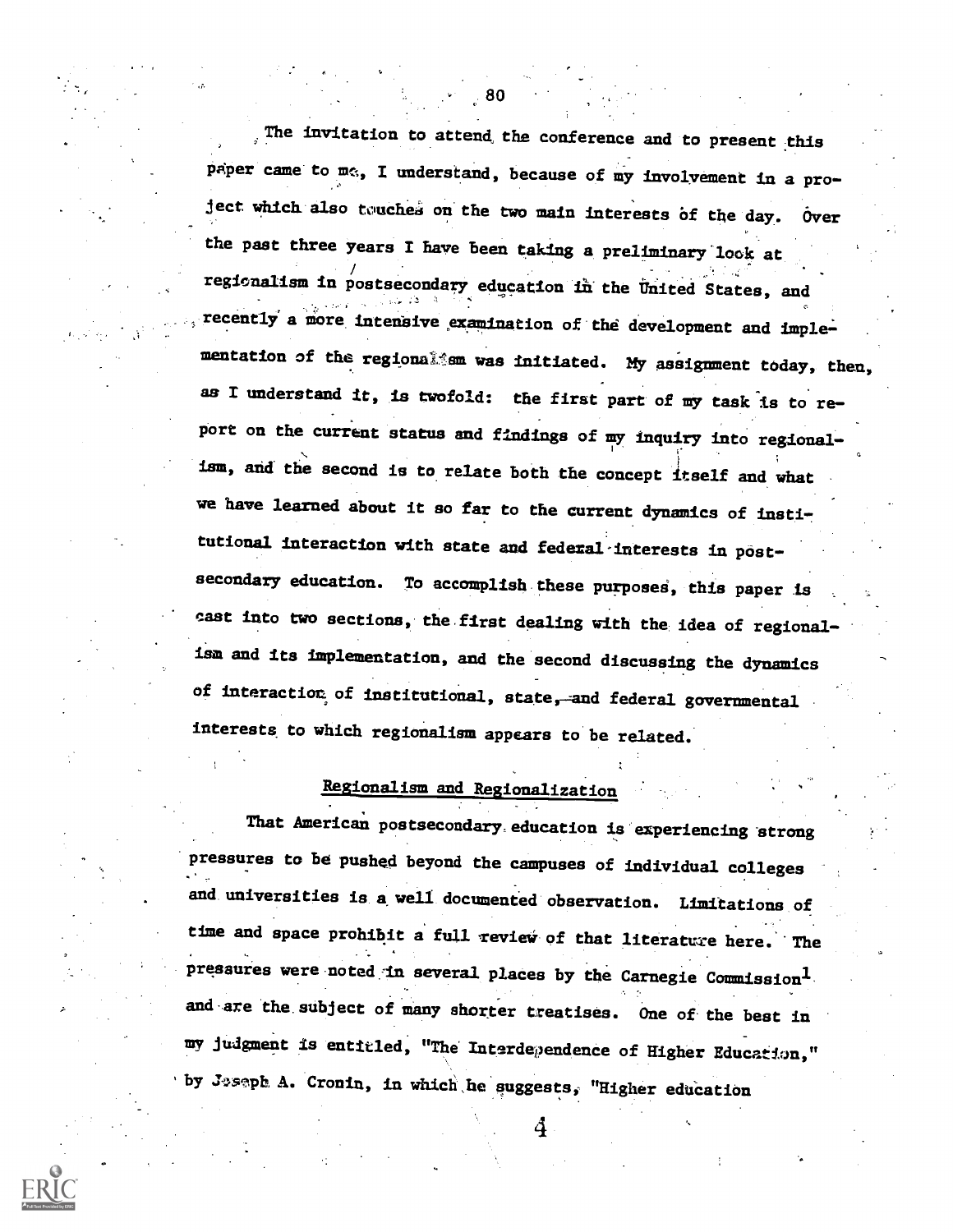The invitation to attend the conference and to present this paper came to me, I understand, because of my involvement in a project which also touches on the two main interests of the day. Over the past three years I have been taking a preliminary look at regionalism in postsecondary education in the United States, and recently a more intensive examination of the development and implementation of the regionalism was initiated. My assignment today, then, as I understand it, is twofold: the first part of my task is to report on the current status and findings of my inquiry into regionalism, and the second is to relate both the concept itself and what we have learned about it so far to the current dynamics of institutional interaction with state and federal interests in postsecondary education. To accomplish these purposes, this paper is cast into two sections, the first dealing with the idea of regionalism and its implementation, and the second discussing the dynamics of interaction of institutional, state, and federal governmental interests to which regionalism appears to be related.

## Regionalism and Regionalization

That American postsecondary education is experiencing strong pressures to be pushed beyond the campuses of individual colleges and universities is a well documented observation. Limitations of time and space prohibit a full review of that literature here. The pressures were noted in several places by the Carnegie Commission[1] and are the subject of many shorter treatises. One of the best in my judgment is entitled, "The Interdependence of Higher Education," by Joseph A. Cronin, in which he suggests, "Higher education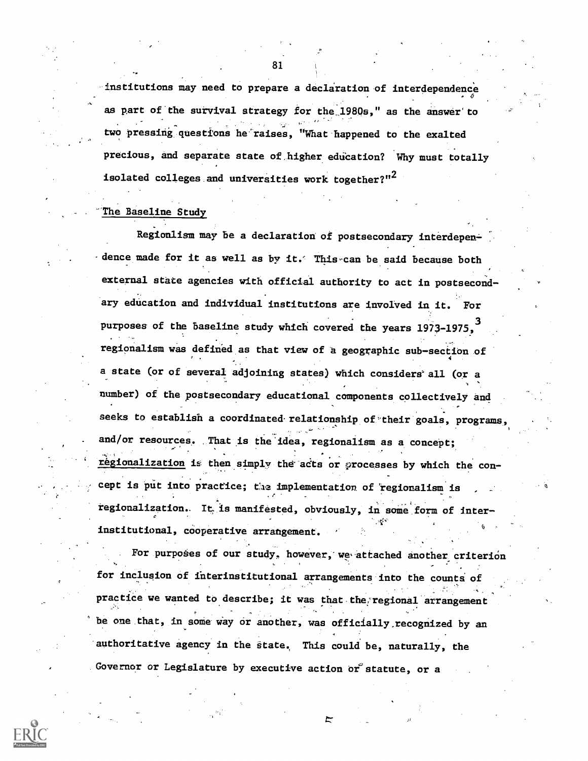institutions may need to prepare a declaration of interdependence as part of the survival strategy for the 1980s," as the answer to two pressing questions he raises, "What happened to the exalted precious, and separate state of higher education? Why must totally isolated colleges and universities work together?"[2]

## The Baseline Study

Regionlism may be a declaration of postsecondary interdependence made for it as well as by it. This can be said because both external state agencies with official authority to act in postsecondary education and individual institutions are involved in it. For purposes of the baseline study which covered the years 1973-1975,[3] regionalism was defined as that view of a geographic sub-section of a state (or of several adjoining states) which considers all (or a number) of the postsecondary educational components collectively and seeks to establish a coordinated relationship of their goals, programs, and/or resources. That is the idea, regionalism as a concept; regionalization is then simply the acts or processes by which the concept is put into practice; the implementation of regionalism is regionalization. It is manifested, obviously, in some form of interinstitutional, cooperative arrangement.

For purposes of our study, however, we attached another criterion for inclusion of interinstitutional arrangements into the counts of practice we wanted to describe; it was that the regional arrangement be one that, in some way or another, was officially recognized by an authoritative agency in the state. This could be, naturally, the Governor or Legislature by executive action or statute, or a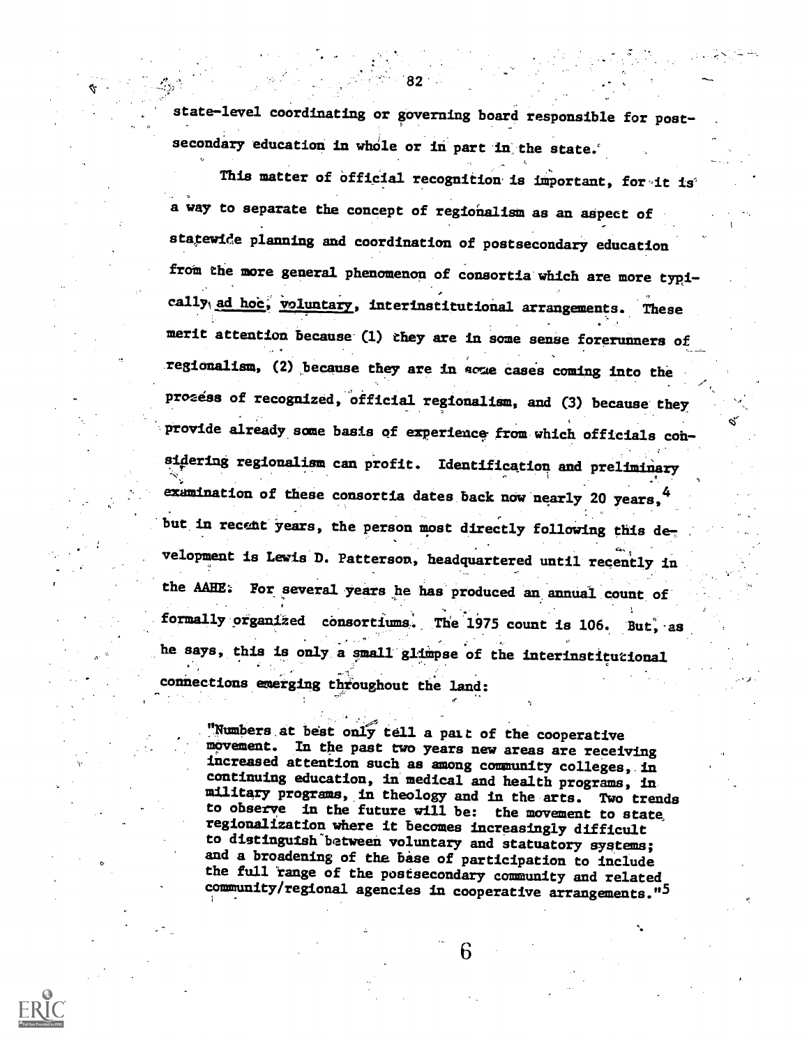state-level coordinating or governing board responsible for postsecondary education in whole or in part in the state.

This matter of official recognition is important, for it is a way to separate the concept of regionalism as an aspect of statewide planning and coordination of postsecondary education from the more general phenomenon of consortia which are more typically ad hoc, voluntary, interinstitutional arrangements. These merit attention because (1) they are in some sense forerunners of regionalism, (2) because they are in some cases coming into the process of recognized, official regionalism, and (3) because they provide already some basis of experience from which officials considering regionalism can profit. Identification and preliminary examination of these consortia dates back now nearly 20 years,[4] but in recent years, the person most directly following this development is Lewis D. Patterson, headquartered until recently in the AAHE. For several years he has produced an annual count of formally organized consortiums. The 1975 count is 106. But, as he says, this is only a small glimpse of the interinstitutional connections emerging throughout the land:

> "Numbers at best only tell a part of the cooperative movement. In the past two years new areas are receiving increased attention such as among community colleges, in continuing education, in medical and health programs, in military programs, in theology and in the arts. Two trends to observe in the future will be: the movement to state regionalization where it becomes increasingly difficult to distinguish between voluntary and statuatory systems; and a broadening of the base of participation to include the full range of the postsecondary community and related community/regional agencies in cooperative arrangements."[5]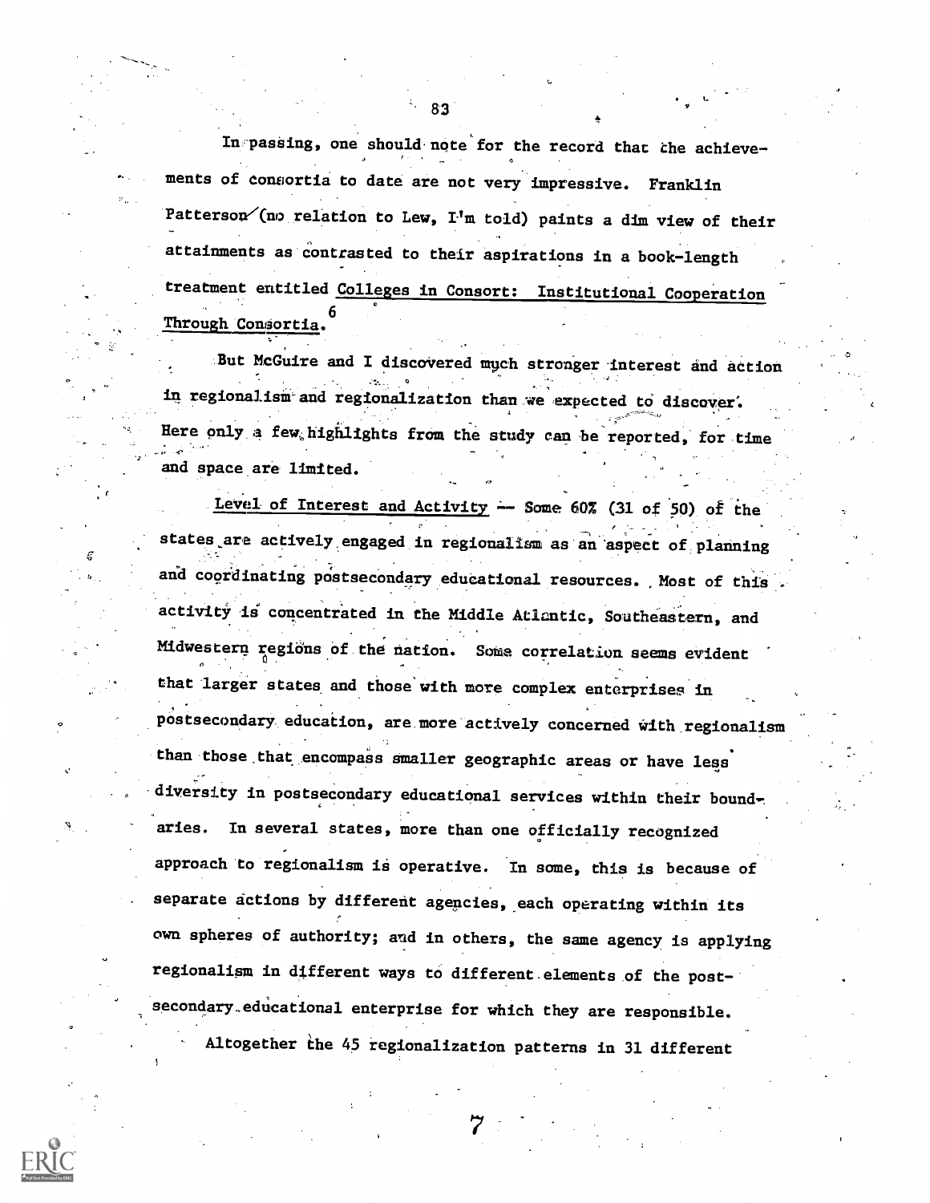In passing, one should note for the record that the achievements of consortia to date are not very impressive. Franklin Patterson (no relation to Lew, I'm told) paints a dim view of their attainments as contrasted to their aspirations in a book-length treatment entitled Colleges in Consort: Institutional Cooperation Through Consortia.[6]

But McGuire and I discovered much stronger interest and action in regionalism and regionalization than we expected to discover. Here only a few highlights from the study can be reported, for time and space are limited.

Level of Interest and Activity -- Some 60% (31 of 50) of the states are actively engaged in regionalism as an aspect of planning and coordinating postsecondary educational resources. Most of this activity is concentrated in the Middle Atlantic, Southeastern, and Midwestern regions of the nation. Some correlation seems evident that larger states and those with more complex enterprises in postsecondary education, are more actively concerned with regionalism than those that encompass smaller geographic areas or have less diversity in postsecondary educational services within their boundaries. In several states, more than one officially recognized approach to regionalism is operative. In some, this is because of separate actions by different agencies, each operating within its own spheres of authority; and in others, the same agency is applying regionalism in different ways to different elements of the postsecondary educational enterprise for which they are responsible.

Altogether the 45 regionalization patterns in 31 different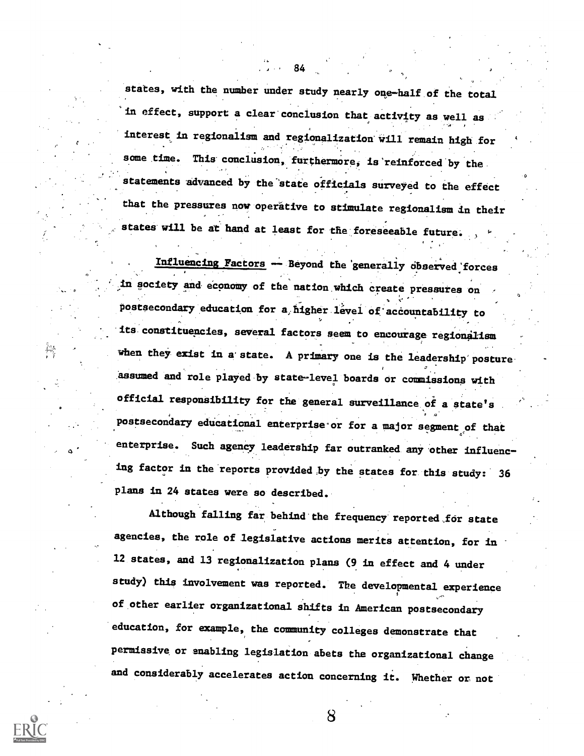states, with the number under study nearly one-half of the total in effect, support a clear conclusion that activity as well as interest in regionalism and regionalization will remain high for some time. This conclusion, furthermore, is reinforced by the statements advanced by the state officials surveyed to the effect that the pressures now operative to stimulate regionalism in their states will be at hand at least for the foreseeable future.

<u>Influencing Factors</u> — Beyond the generally observed forces in society and economy of the nation which create pressures on postsecondary education for a higher level of accountability to its constituencies, several factors seem to encourage regionalism when they exist in a state. A primary one is the leadership posture assumed and role played by state-level boards or commissions with official responsibility for the general surveillance of a state's postsecondary educational enterprise or for a major segment of that enterprise. Such agency leadership far outranked any other influencing factor in the reports provided by the states for this study: 36 plans in 24 states were so described.

Although falling far behind the frequency reported for state agencies, the role of legislative actions merits attention, for in 12 states, and 13 regionalization plans (9 in effect and 4 under study) this involvement was reported. The developmental experience of other earlier organizational shifts in American postsecondary education, for example, the community colleges demonstrate that permissive or enabling legislation abets the organizational change and considerably accelerates action concerning it. Whether or not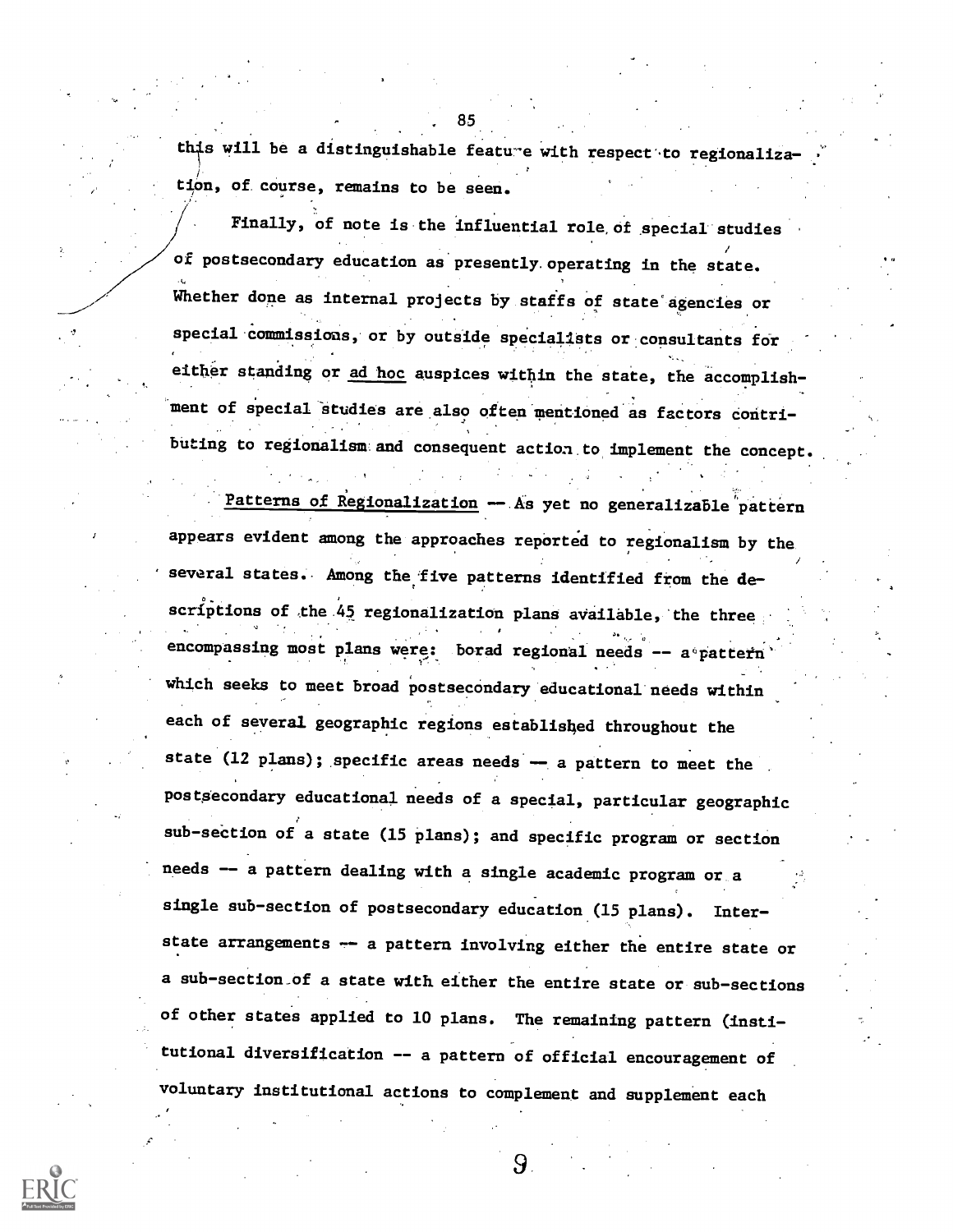this will be a distinguishable feature with respect to regionalization, of course, remains to be seen.

Finally, of note is the influential role of special studies of postsecondary education as presently operating in the state. Whether done as internal projects by staffs of state agencies or special commissions, or by outside specialists or consultants for either standing or *ad hoc* auspices within the state, the accomplishment of special studies are also often mentioned as factors contributing to regionalism and consequent action to implement the concept.

*Patterns of Regionalization* -- As yet no generalizable pattern appears evident among the approaches reported to regionalism by the several states. Among the five patterns identified from the descriptions of the 45 regionalization plans available, the three encompassing most plans were: borad regional needs -- a pattern which seeks to meet broad postsecondary educational needs within each of several geographic regions established throughout the state (12 plans); specific areas needs -- a pattern to meet the postsecondary educational needs of a special, particular geographic sub-section of a state (15 plans); and specific program or section needs -- a pattern dealing with a single academic program or a single sub-section of postsecondary education (15 plans). Interstate arrangements -- a pattern involving either the entire state or a sub-section of a state with either the entire state or sub-sections of other states applied to 10 plans. The remaining pattern (institutional diversification -- a pattern of official encouragement of voluntary institutional actions to complement and supplement each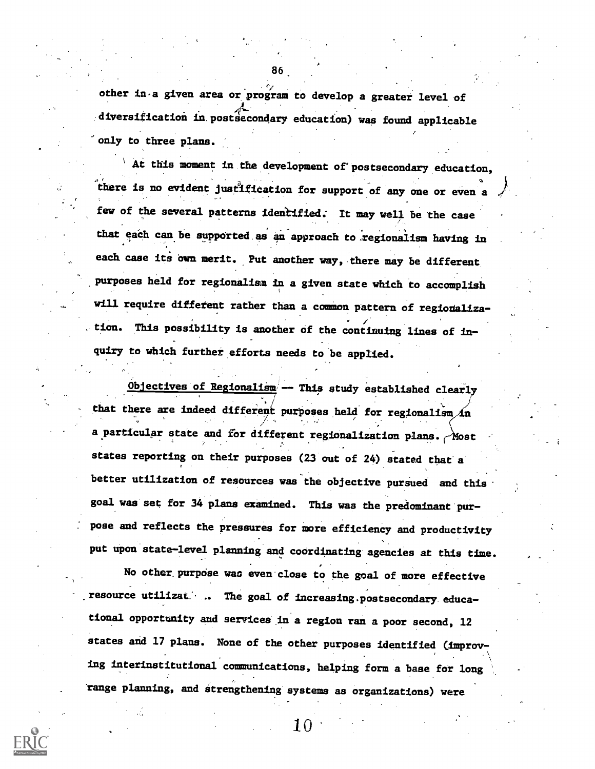other in a given area or program to develop a greater level of diversification in postsecondary education) was found applicable only to three plans.

At this moment in the development of postsecondary education, there is no evident justification for support of any one or even a few of the several patterns identified. It may well be the case that each can be supported as an approach to regionalism having in each case its own merit. Put another way, there may be different purposes held for regionalism in a given state which to accomplish will require different rather than a common pattern of regionalization. This possibility is another of the continuing lines of inquiry to which further efforts needs to be applied.

Objectives of Regionalism — This study established clearly that there are indeed different purposes held for regionalism in a particular state and for different regionalization plans. Most states reporting on their purposes (23 out of 24) stated that a better utilization of resources was the objective pursued and this goal was set for 34 plans examined. This was the predominant purpose and reflects the pressures for more efficiency and productivity put upon state-level planning and coordinating agencies at this time.

No other purpose was even close to the goal of more effective resource utilizat... The goal of increasing postsecondary educational opportunity and services in a region ran a poor second, 12 states and 17 plans. None of the other purposes identified (improving interinstitutional communications, helping form a base for long range planning, and strengthening systems as organizations) were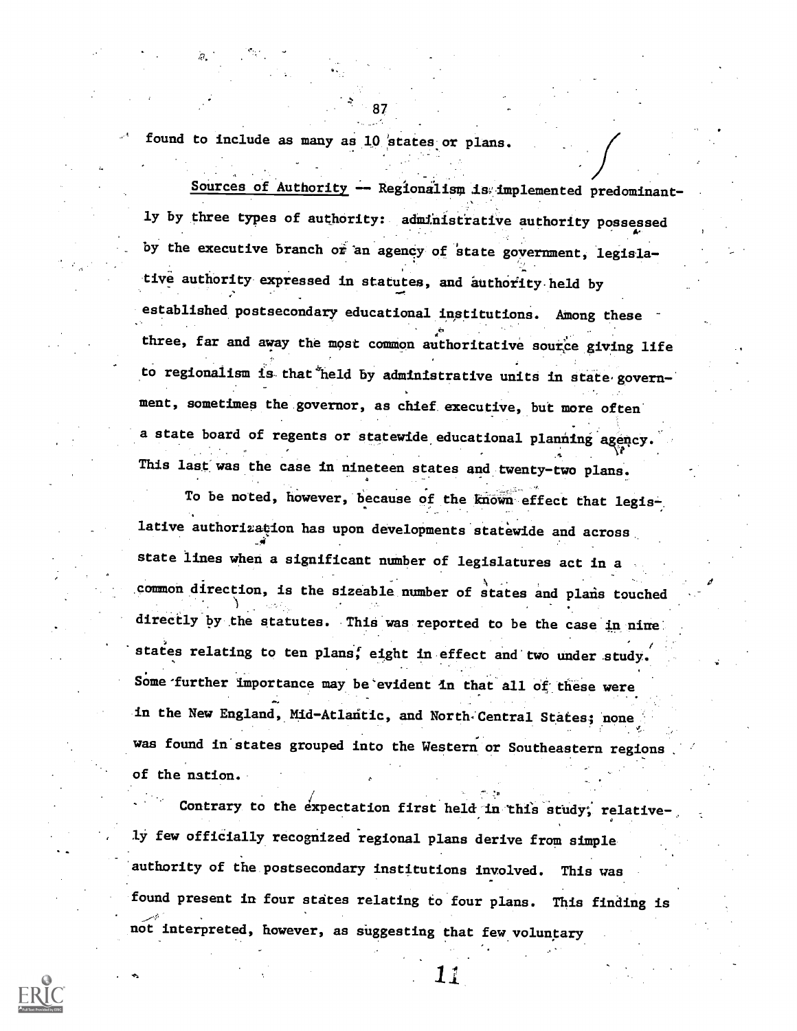found to include as many as 10 states or plans.

Sources of Authority -- Regionalism is implemented predominantly by three types of authority: administrative authority possessed by the executive branch or an agency of state government, legislative authority expressed in statutes, and authority held by established postsecondary educational institutions. Among these three, far and away the most common authoritative source giving life to regionalism is that held by administrative units in state government, sometimes the governor, as chief executive, but more often a state board of regents or statewide educational planning agency. This last was the case in nineteen states and twenty-two plans.

To be noted, however, because of the known effect that legislative authorization has upon developments statewide and across state lines when a significant number of legislatures act in a common direction, is the sizeable number of states and plans touched directly by the statutes. This was reported to be the case in nine states relating to ten plans; eight in effect and two under study. Some further importance may be evident in that all of these were in the New England, Mid-Atlantic, and North Central States; none was found in states grouped into the Western or Southeastern regions of the nation.

Contrary to the expectation first held in this study, relatively few officially recognized regional plans derive from simple authority of the postsecondary institutions involved. This was found present in four states relating to four plans. This finding is not interpreted, however, as suggesting that few voluntary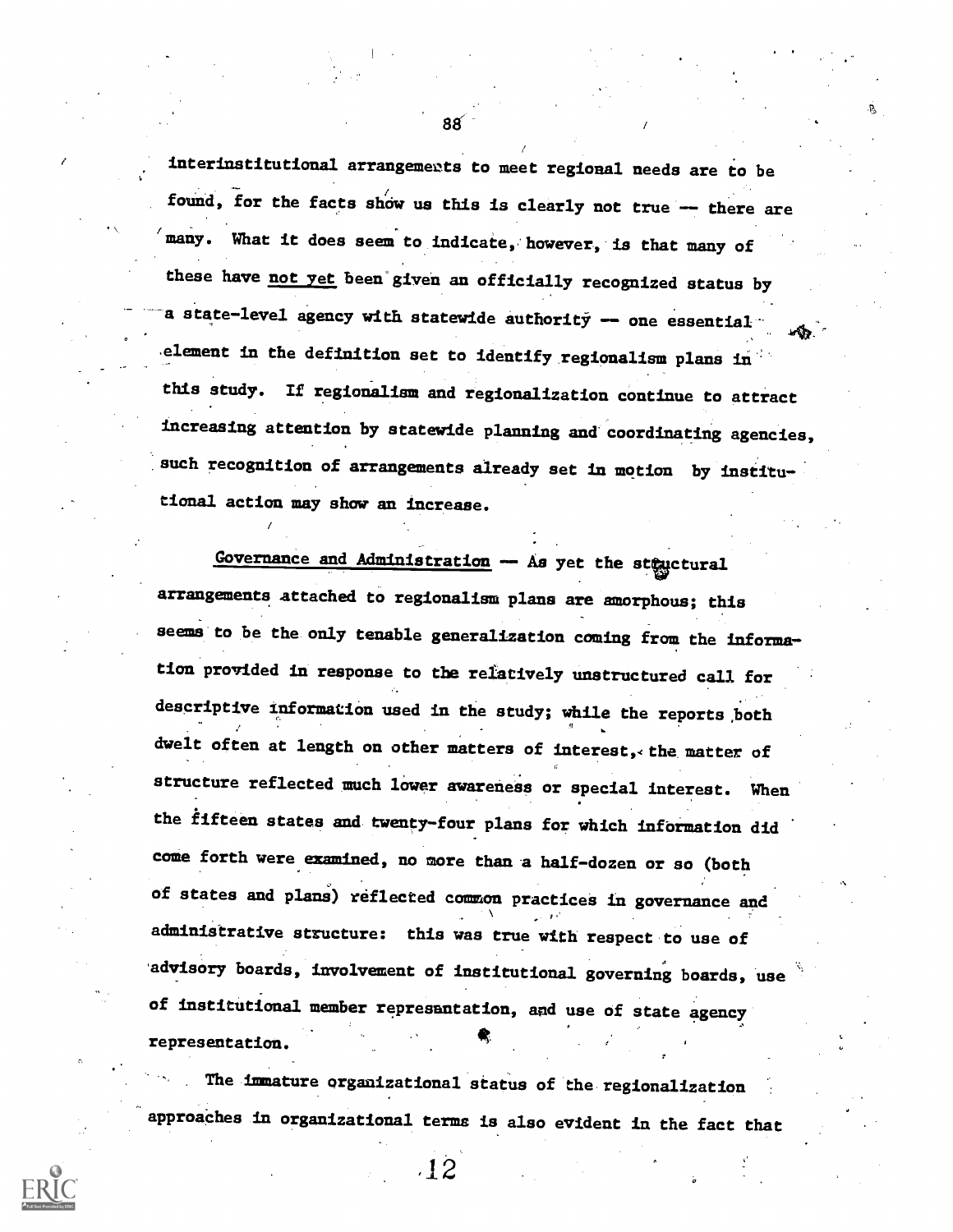interinstitutional arrangements to meet regional needs are to be found, for the facts show us this is clearly not true — there are many. What it does seem to indicate, however, is that many of these have not yet been given an officially recognized status by a state-level agency with statewide authority — one essential element in the definition set to identify regionalism plans in this study. If regionalism and regionalization continue to attract increasing attention by statewide planning and coordinating agencies, such recognition of arrangements already set in motion by institutional action may show an increase.

Governance and Administration — As yet the structural arrangements attached to regionalism plans are amorphous; this seems to be the only tenable generalization coming from the information provided in response to the relatively unstructured call for descriptive information used in the study; while the reports both dwelt often at length on other matters of interest, the matter of structure reflected much lower awareness or special interest. When the fifteen states and twenty-four plans for which information did come forth were examined, no more than a half-dozen or so (both of states and plans) reflected common practices in governance and administrative structure: this was true with respect to use of advisory boards, involvement of institutional governing boards, use of institutional member represantation, and use of state agency representation.

The immature organizational status of the regionalization approaches in organizational terms is also evident in the fact that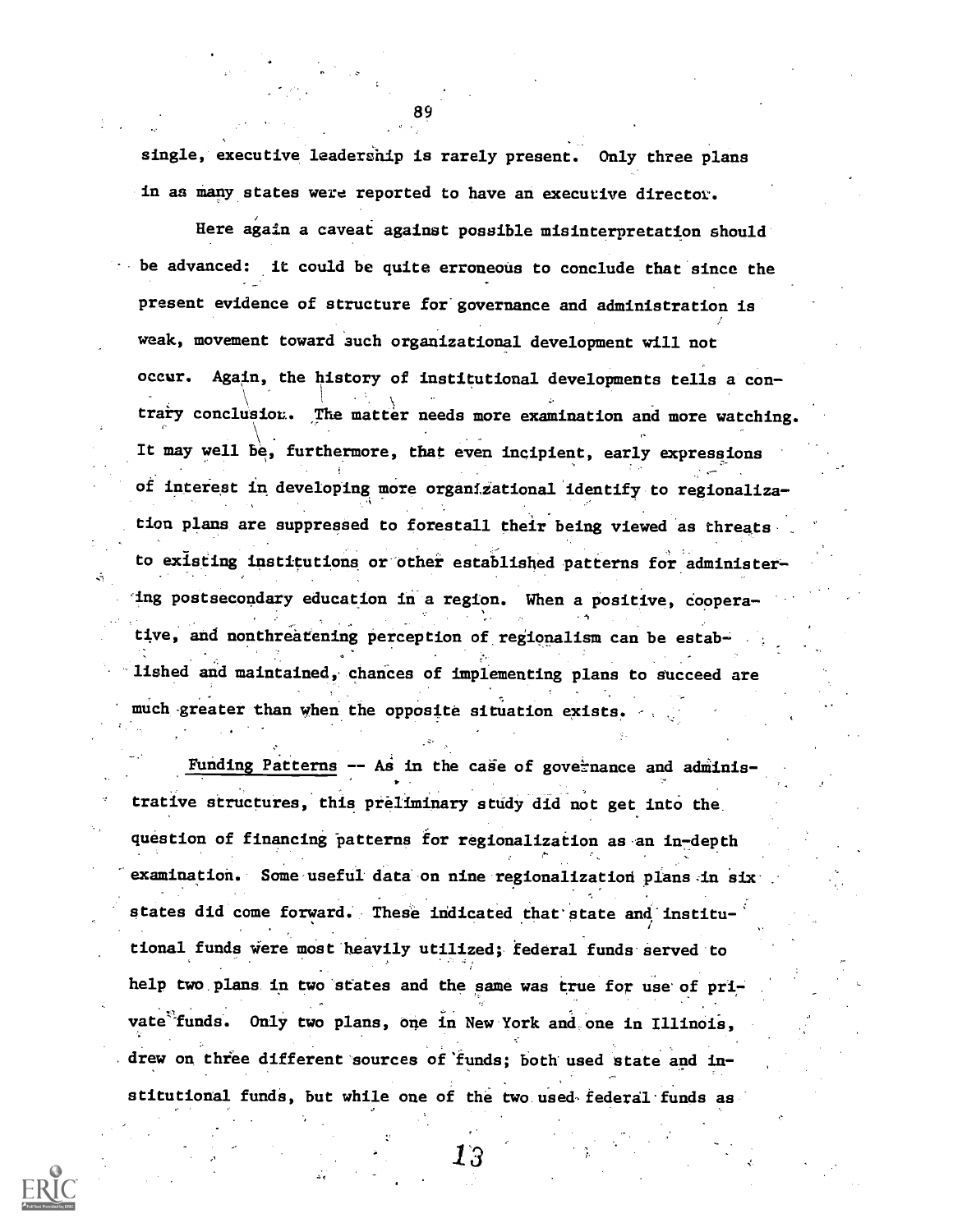single, executive leadership is rarely present. Only three plans in as many states were reported to have an executive director.

Here again a caveat against possible misinterpretation should be advanced: it could be quite erroneous to conclude that since the present evidence of structure for governance and administration is weak, movement toward such organizational development will not occur. Again, the history of institutional developments tells a contrary conclusion. The matter needs more examination and more watching. It may well be, furthermore, that even incipient, early expressions of interest in developing more organizational identify to regionalization plans are suppressed to forestall their being viewed as threats to existing institutions or other established patterns for administering postsecondary education in a region. When a positive, cooperative, and nonthreatening perception of regionalism can be established and maintained, chances of implementing plans to succeed are much greater than when the opposite situation exists.

Funding Patterns -- As in the case of governance and administrative structures, this preliminary study did not get into the question of financing patterns for regionalization as an in-depth examination. Some useful data on nine regionalization plans in six states did come forward. These indicated that state and institutional funds were most heavily utilized; federal funds served to help two plans in two states and the same was true for use of private funds. Only two plans, one in New York and one in Illinois, drew on three different sources of funds; both used state and institutional funds, but while one of the two used federal funds as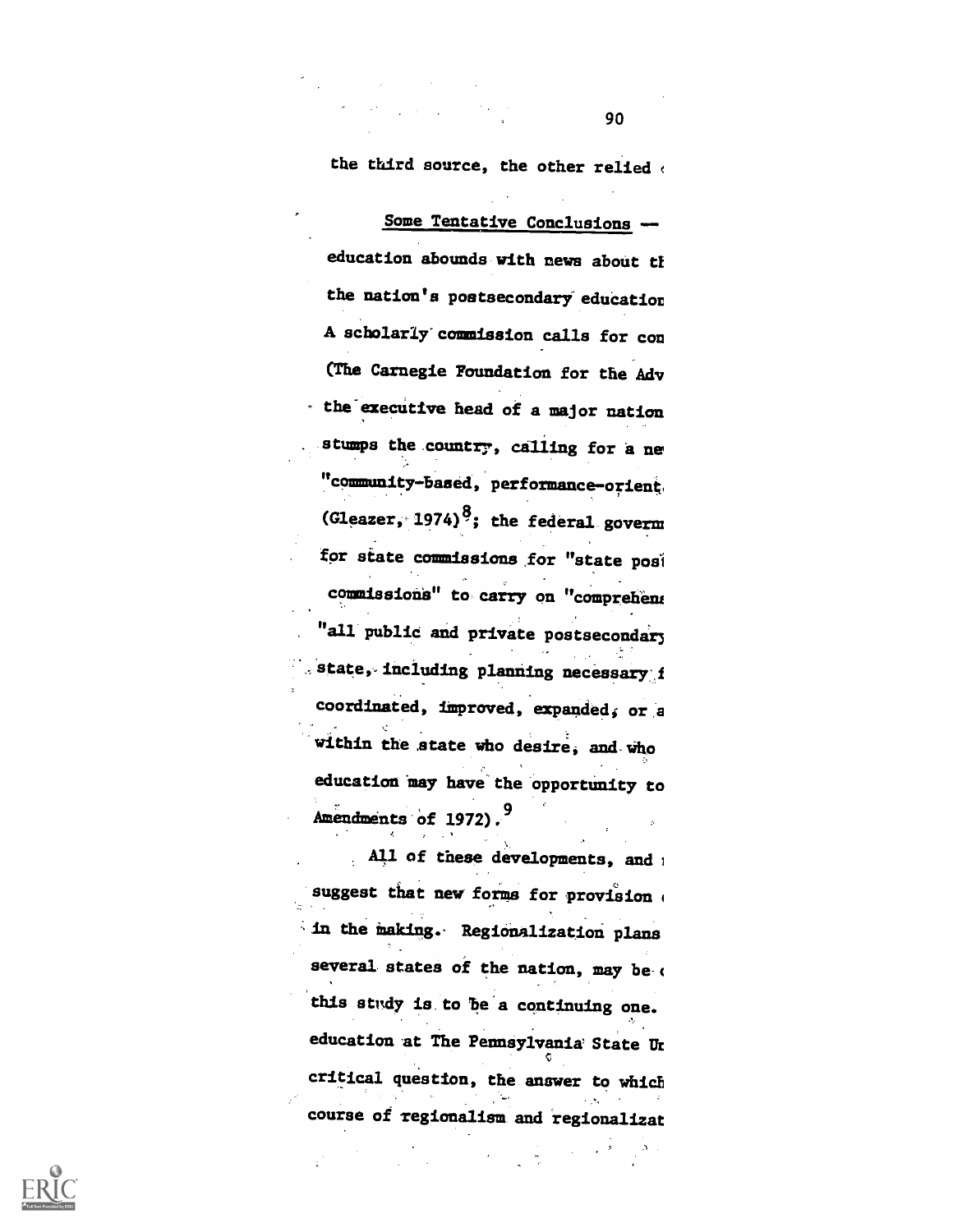the third source, the other relied

Some Tentative Conclusions — education abounds with news about th the nation's postsecondary education A scholarly commission calls for con (The Carnegie Foundation for the Adv the executive head of a major nation stumps the country, calling for a ne "community-based, performance-orient (Gleazer, 1974)[8]; the federal govern for state commissions for "state pos commissions" to carry on "comprehens "all public and private postsecondary state, including planning necessary f coordinated, improved, expanded, or a within the state who desire, and who education may have the opportunity to Amendments of 1972).[9]

All of these developments, and suggest that new forms for provision in the making. Regionalization plans several states of the nation, may be this study is to be a continuing one. education at The Pennsylvania State Un critical question, the answer to which course of regionalism and regionalizat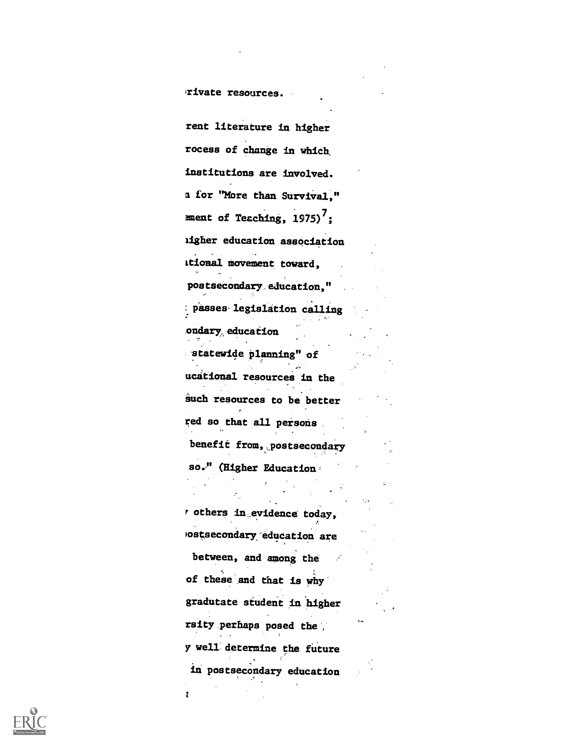rivate resources.

rent literature in higher
rocess of change in which
institutions are involved.
a for "More than Survival,"
ement of Teaching, 1975)[7];
higher education association
ational movement toward,
postsecondary education,"
passes legislation calling
ondary education
statewide planning" of
ucational resources in the
such resources to be better
red so that all persons
benefit from, postsecondary
so." (Higher Education

others in evidence today,
postsecondary education are
between, and among the
of these and that is why
gradutate student in higher
rsity perhaps posed the
y well determine the future
in postsecondary education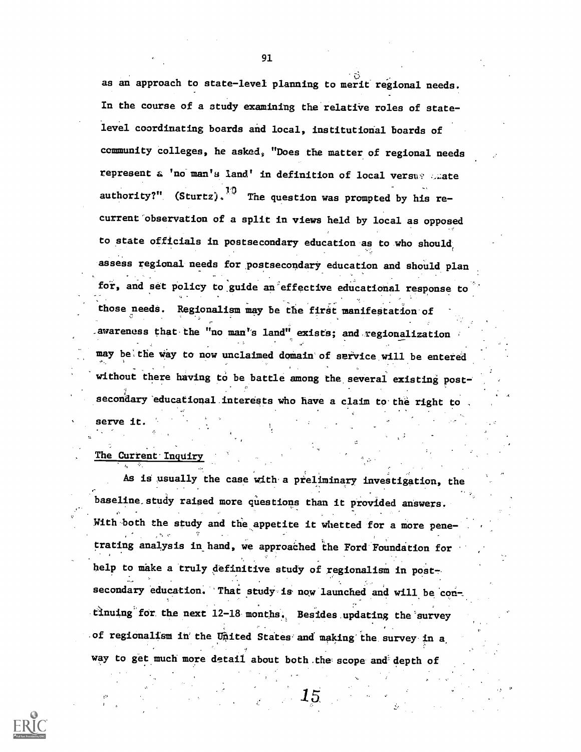as an approach to state-level planning to merit regional needs. In the course of a study examining the relative roles of state-level coordinating boards and local, institutional boards of community colleges, he asked, "Does the matter of regional needs represent a 'no man's land' in definition of local versus state authority?" (Sturtz).[10] The question was prompted by his recurrent observation of a split in views held by local as opposed to state officials in postsecondary education as to who should assess regional needs for postsecondary education and should plan for, and set policy to guide an effective educational response to those needs. Regionalism may be the first manifestation of awareness that the "no man's land" exists; and regionalization may be the way to now unclaimed domain of service will be entered without there having to be battle among the several existing postsecondary educational interests who have a claim to the right to serve it.

## The Current Inquiry

As is usually the case with a preliminary investigation, the baseline study raised more questions than it provided answers. With both the study and the appetite it whetted for a more penetrating analysis in hand, we approached the Ford Foundation for help to make a truly definitive study of regionalism in postsecondary education. That study is now launched and will be continuing for the next 12-18 months. Besides updating the survey of regionalism in the United States and making the survey in a way to get much more detail about both the scope and depth of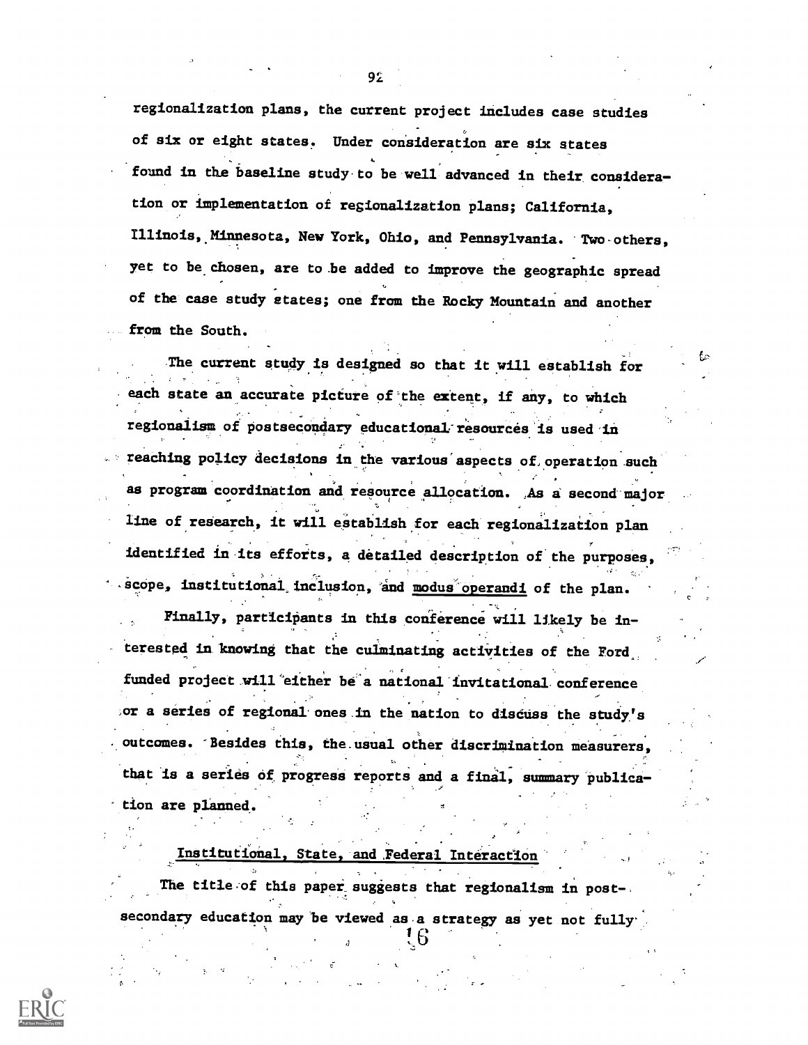regionalization plans, the current project includes case studies of six or eight states. Under consideration are six states found in the baseline study to be well advanced in their consideration or implementation of regionalization plans; California, Illinois, Minnesota, New York, Ohio, and Pennsylvania. Two others, yet to be chosen, are to be added to improve the geographic spread of the case study states; one from the Rocky Mountain and another from the South.

The current study is designed so that it will establish for each state an accurate picture of the extent, if any, to which regionalism of postsecondary educational resources is used in reaching policy decisions in the various aspects of operation such as program coordination and resource allocation. As a second major line of research, it will establish for each regionalization plan identified in its efforts, a detailed description of the purposes, scope, institutional inclusion, and <u>modus operandi</u> of the plan.

Finally, participants in this conference will likely be interested in knowing that the culminating activities of the Ford funded project will either be a national invitational conference or a series of regional ones in the nation to discuss the study's outcomes. Besides this, the usual other discrimination measurers, that is a series of progress reports and a final, summary publication are planned.

## Institutional, State, and Federal Interaction

The title of this paper suggests that regionalism in postsecondary education may be viewed as a strategy as yet not fully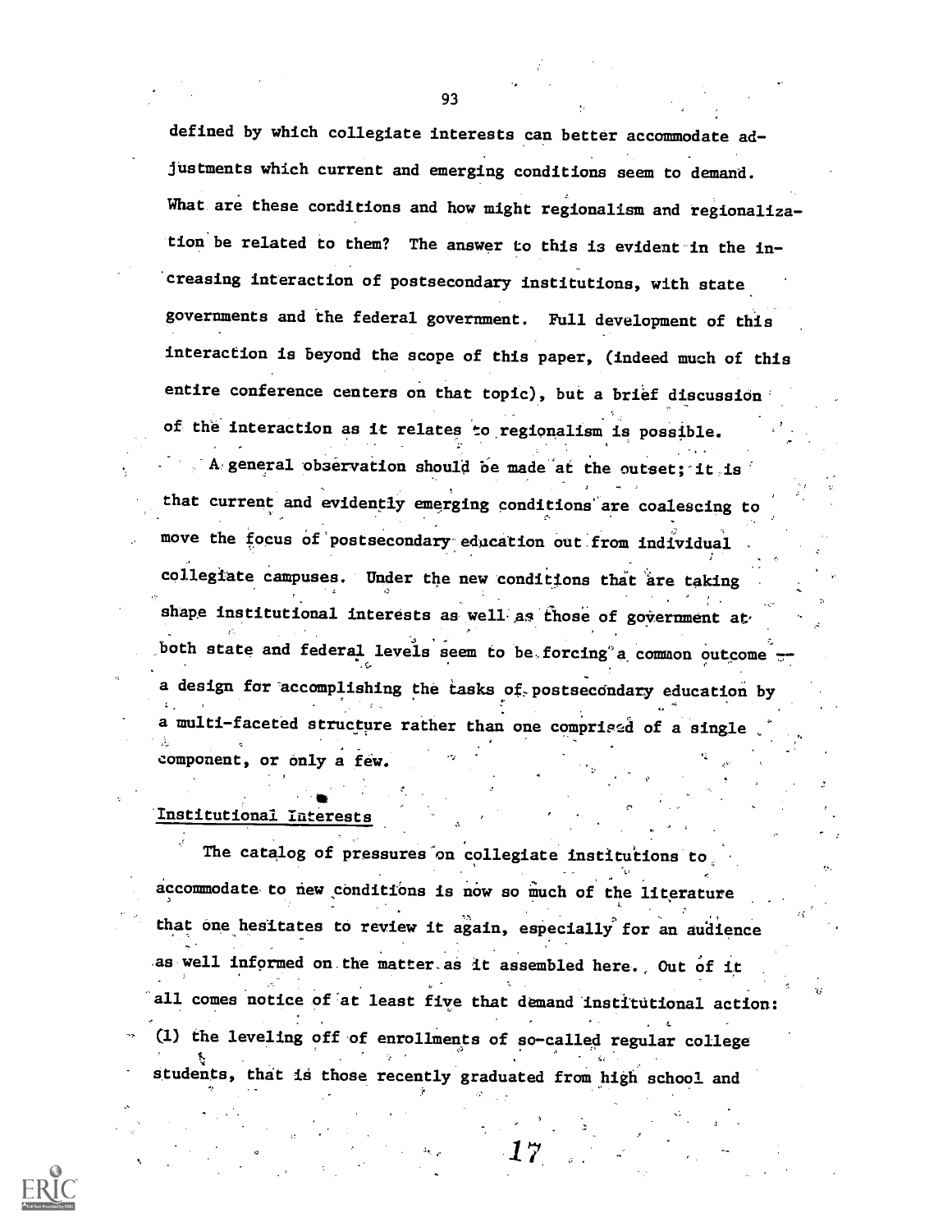defined by which collegiate interests can better accommodate adjustments which current and emerging conditions seem to demand. What are these conditions and how might regionalism and regionalization be related to them? The answer to this is evident in the increasing interaction of postsecondary institutions, with state governments and the federal government. Full development of this interaction is beyond the scope of this paper, (indeed much of this entire conference centers on that topic), but a brief discussion of the interaction as it relates to regionalism is possible.

A general observation should be made at the outset; it is that current and evidently emerging conditions are coalescing to move the focus of postsecondary education out from individual collegiate campuses. Under the new conditions that are taking shape institutional interests as well as those of government at both state and federal levels seem to be forcing a common outcome -- a design for accomplishing the tasks of postsecondary education by a multi-faceted structure rather than one comprised of a single component, or only a few.

## Institutional Interests

The catalog of pressures on collegiate institutions to accommodate to new conditions is now so much of the literature that one hesitates to review it again, especially for an audience as well informed on the matter as it assembled here. Out of it all comes notice of at least five that demand institutional action: (1) the leveling off of enrollments of so-called regular college students, that is those recently graduated from high school and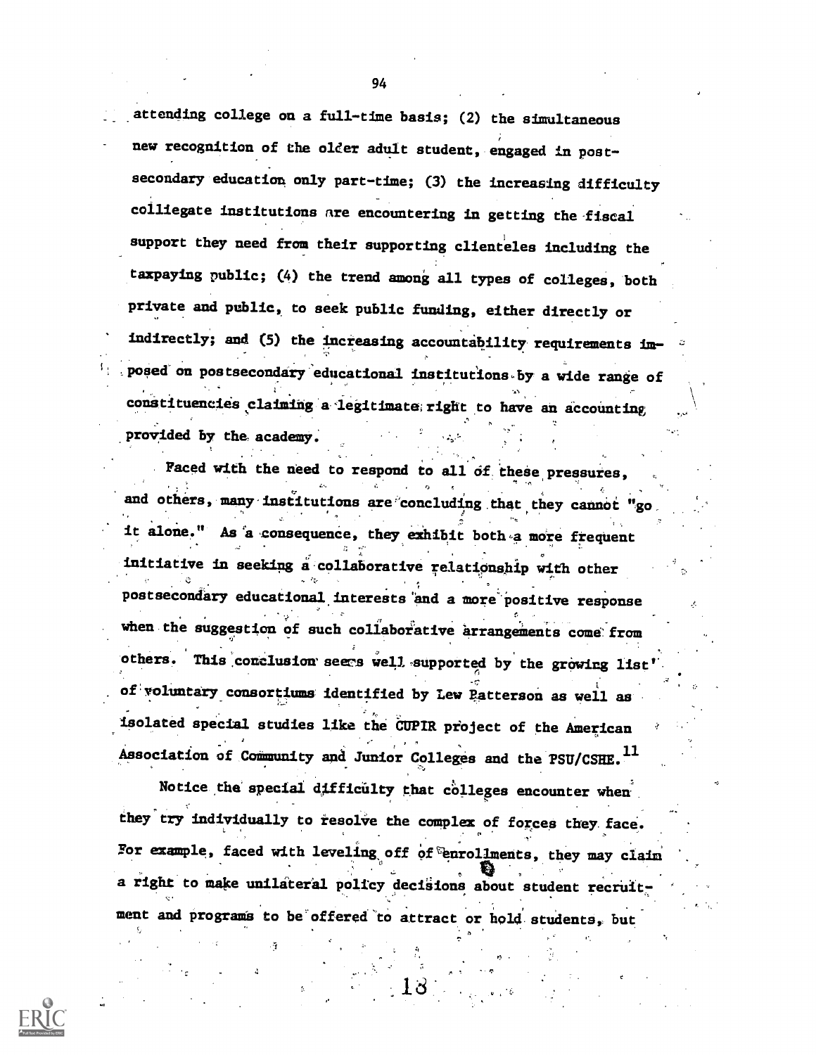attending college on a full-time basis; (2) the simultaneous new recognition of the older adult student, engaged in postsecondary education only part-time; (3) the increasing difficulty colliegate institutions are encountering in getting the fiscal support they need from their supporting clienteles including the taxpaying public; (4) the trend among all types of colleges, both private and public, to seek public funding, either directly or indirectly; and (5) the increasing accountability requirements imposed on postsecondary educational institutions by a wide range of constituencies claiming a legitimate right to have an accounting provided by the academy.

Faced with the need to respond to all of these pressures, and others, many institutions are concluding that they cannot "go it alone." As a consequence, they exhibit both a more frequent initiative in seeking a collaborative relationship with other postsecondary educational interests and a more positive response when the suggestion of such collaborative arrangements come from others. This conclusion seems well supported by the growing list of voluntary consortiums identified by Lew Patterson as well as isolated special studies like the CUPIR project of the American Association of Community and Junior Colleges and the PSU/CSHE.[11]

Notice the special difficulty that colleges encounter when they try individually to resolve the complex of forces they face. For example, faced with leveling off of enrollments, they may claim a right to make unilateral policy decisions about student recruitment and programs to be offered to attract or hold students, but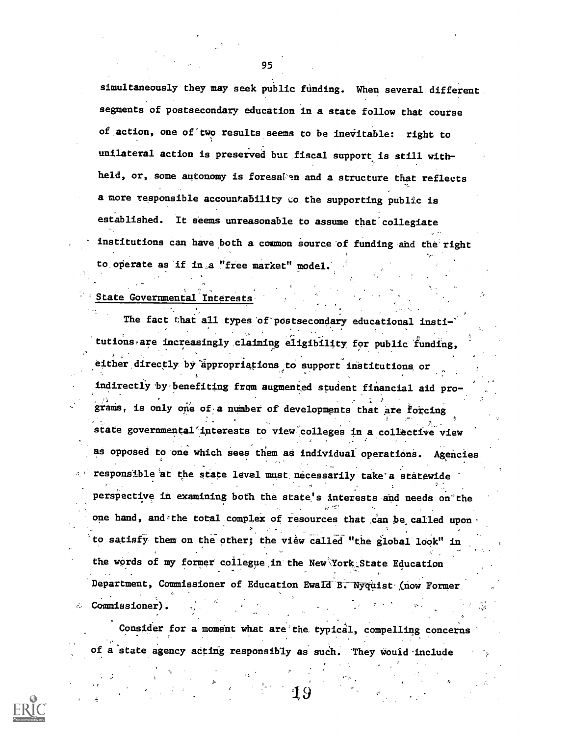simultaneously they may seek public funding. When several different segments of postsecondary education in a state follow that course of action, one of two results seems to be inevitable: right to unilateral action is preserved but fiscal support is still withheld, or, some autonomy is foresaken and a structure that reflects a more responsible accountability to the supporting public is established. It seems unreasonable to assume that collegiate institutions can have both a common source of funding and the right to operate as if in a "free market" model.

## State Governmental Interests

The fact that all types of postsecondary educational institutions are increasingly claiming eligibility for public funding, either directly by appropriations to support institutions or indirectly by benefiting from augmented student financial aid programs, is only one of a number of developments that are forcing state governmental interests to view colleges in a collective view as opposed to one which sees them as individual operations. Agencies responsible at the state level must necessarily take a statewide perspective in examining both the state's interests and needs on the one hand, and the total complex of resources that can be called upon to satisfy them on the other; the view called "the global look" in the words of my former collegue in the New York State Education Department, Commissioner of Education Ewald B. Nyquist (now Former Commissioner).

Consider for a moment what are the typical, compelling concerns of a state agency acting responsibly as such. They would include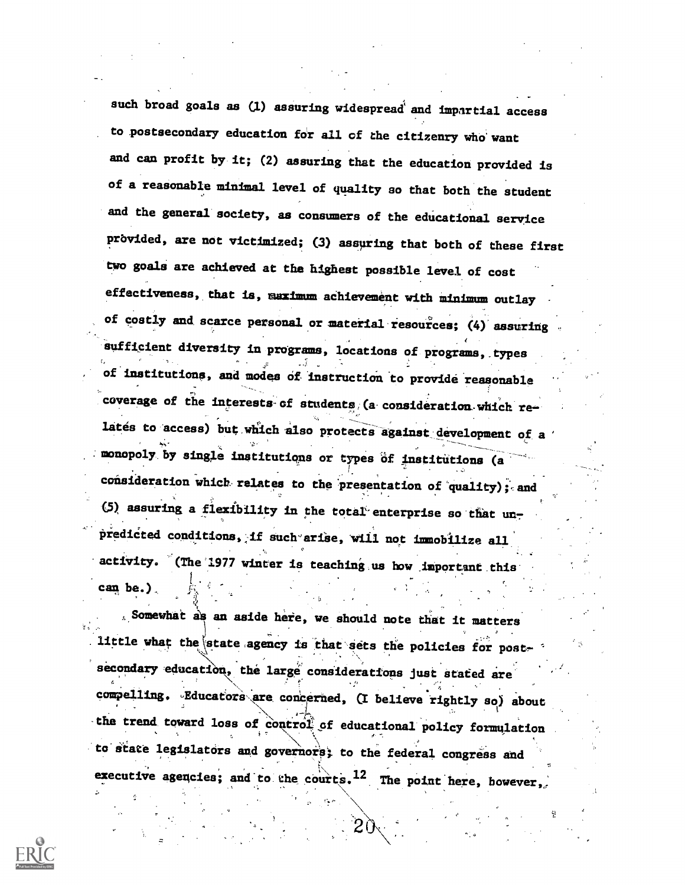such broad goals as (1) assuring widespread and impartial access to postsecondary education for all of the citizenry who want and can profit by it; (2) assuring that the education provided is of a reasonable minimal level of quality so that both the student and the general society, as consumers of the educational service provided, are not victimized; (3) assuring that both of these first two goals are achieved at the highest possible level of cost effectiveness, that is, maximum achievement with minimum outlay of costly and scarce personal or material resources; (4) assuring sufficient diversity in programs, locations of programs, types of institutions, and modes of instruction to provide reasonable coverage of the interests of students (a consideration which relates to access) but which also protects against development of a monopoly by single institutions or types of institutions (a consideration which relates to the presentation of quality); and (5) assuring a flexibility in the total enterprise so that unpredicted conditions, if such arise, will not immobilize all activity. (The 1977 winter is teaching us how important this can be.)

Somewhat as an aside here, we should note that it matters little what the state agency is that sets the policies for postsecondary education, the large considerations just stated are compelling. Educators are concerned, (I believe rightly so) about the trend toward loss of control of educational policy formulation to state legislators and governors; to the federal congress and executive agencies; and to the courts.[12] The point here, however,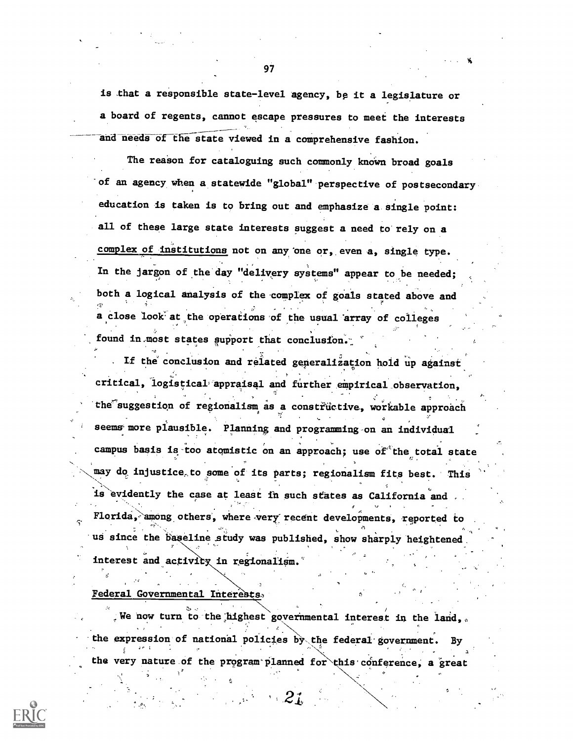is that a responsible state-level agency, be it a legislature or a board of regents, cannot escape pressures to meet the interests and needs of the state viewed in a comprehensive fashion.

The reason for cataloguing such commonly known broad goals of an agency when a statewide "global" perspective of postsecondary education is taken is to bring out and emphasize a single point: all of these large state interests suggest a need to rely on a complex of institutions not on any one or, even a, single type. In the jargon of the day "delivery systems" appear to be needed; both a logical analysis of the complex of goals stated above and a close look at the operations of the usual array of colleges found in most states support that conclusion.

If the conclusion and related generalization hold up against critical, logistical appraisal and further empirical observation, the suggestion of regionalism as a constructive, workable approach seems more plausible. Planning and programming on an individual campus basis is too atomistic on an approach; use of the total state may do injustice to some of its parts; regionalism fits best. This is evidently the case at least in such states as California and Florida, among others, where very recent developments, reported to us since the baseline study was published, show sharply heightened interest and activity in regionalism.

Federal Governmental Interests

We now turn to the highest governmental interest in the land, the expression of national policies by the federal government. By the very nature of the program planned for this conference, a great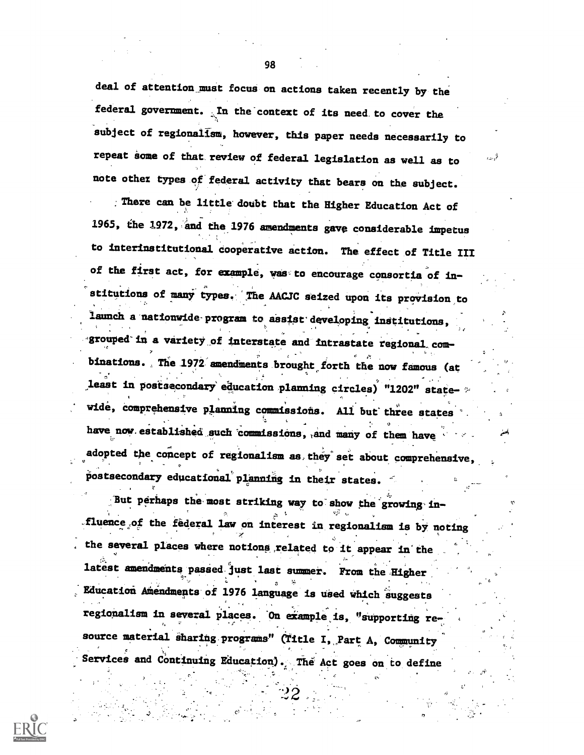deal of attention must focus on actions taken recently by the federal government. In the context of its need to cover the subject of regionalism, however, this paper needs necessarily to repeat some of that review of federal legislation as well as to note other types of federal activity that bears on the subject.

There can be little doubt that the Higher Education Act of 1965, the 1972, and the 1976 amendments gave considerable impetus to interinstitutional cooperative action. The effect of Title III of the first act, for example, was to encourage consortia of institutions of many types. The AACJC seized upon its provision to launch a nationwide program to assist developing institutions, grouped in a variety of interstate and intrastate regional combinations. The 1972 amendments brought forth the now famous (at least in postsecondary education planning circles) "1202" statewide, comprehensive planning commissions. All but three states have now established such commissions, and many of them have adopted the concept of regionalism as they set about comprehensive, postsecondary educational planning in their states.

But perhaps the most striking way to show the growing influence of the federal law on interest in regionalism is by noting the several places where notions related to it appear in the latest amendments passed just last summer. From the Higher Education Amendments of 1976 language is used which suggests regionalism in several places. On example is, "supporting resource material sharing programs" (Title I, Part A, Community Services and Continuing Education). The Act goes on to define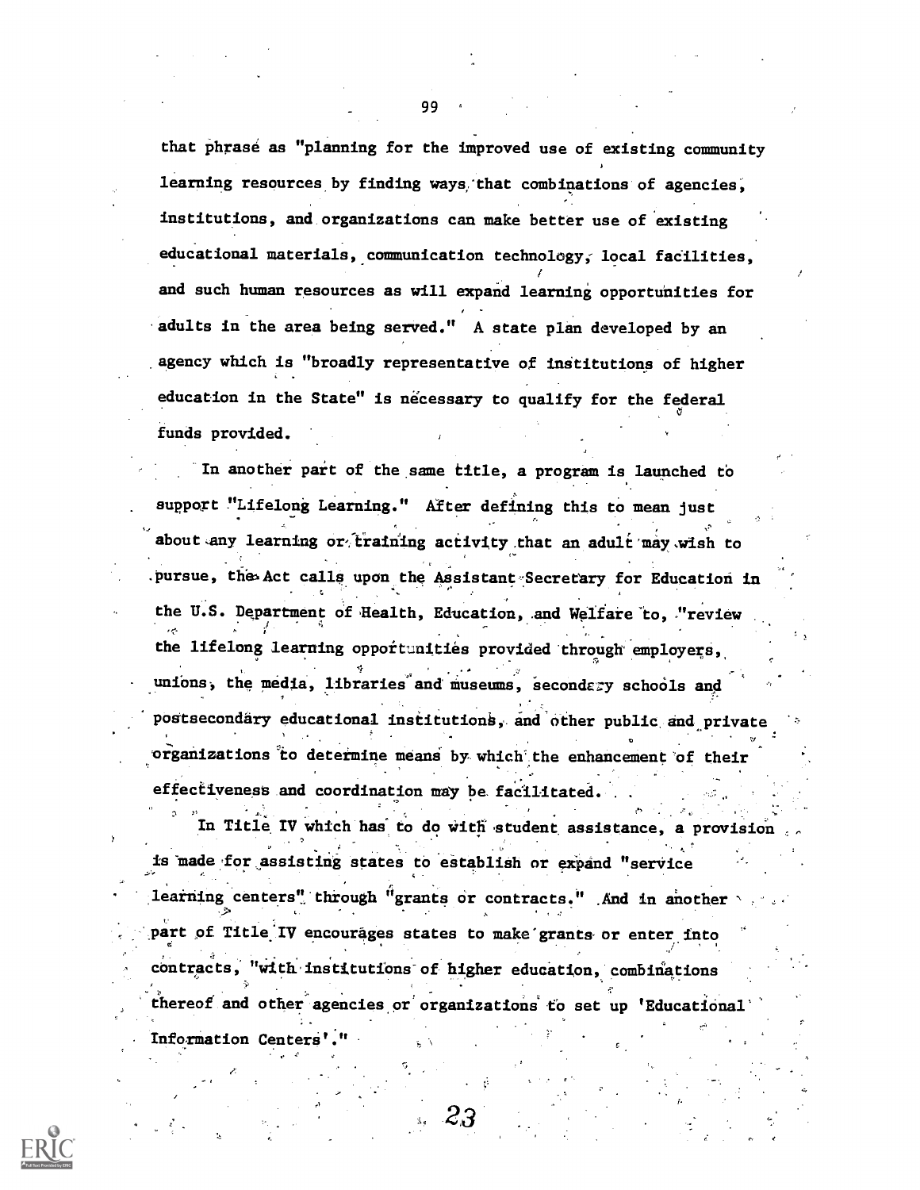that phrase as "planning for the improved use of existing community learning resources by finding ways that combinations of agencies, institutions, and organizations can make better use of existing educational materials, communication technology, local facilities, and such human resources as will expand learning opportunities for adults in the area being served." A state plan developed by an agency which is "broadly representative of institutions of higher education in the State" is necessary to qualify for the federal funds provided.

In another part of the same title, a program is launched to support "Lifelong Learning." After defining this to mean just about any learning or training activity that an adult may wish to pursue, the Act calls upon the Assistant Secretary for Education in the U.S. Department of Health, Education, and Welfare to, "review the lifelong learning opportunities provided through employers, unions, the media, libraries and museums, secondary schools and postsecondary educational institutions, and other public and private organizations to determine means by which the enhancement of their effectiveness and coordination may be facilitated. . .

In Title IV which has to do with student assistance, a provision is made for assisting states to establish or expand "service learning centers" through "grants or contracts." And in another part of Title IV encourages states to make grants or enter into contracts, "with institutions of higher education, combinations thereof and other agencies or organizations to set up 'Educational Information Centers'."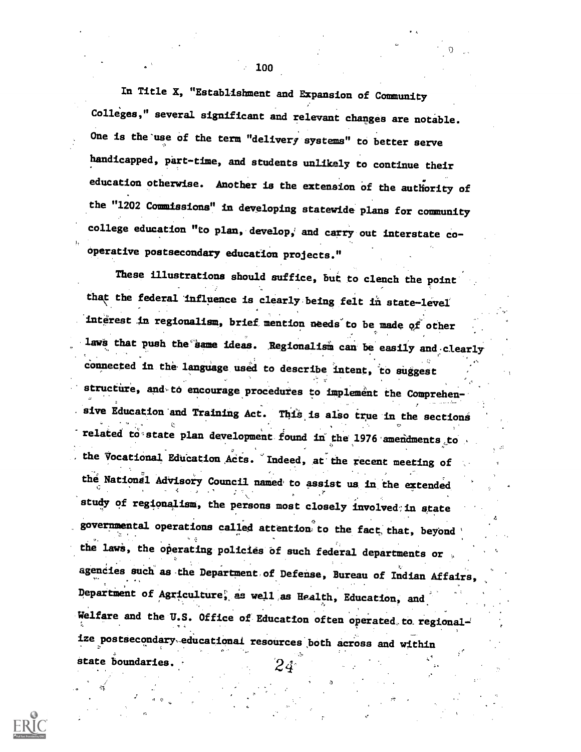In Title X, "Establishment and Expansion of Community Colleges," several significant and relevant changes are notable. One is the use of the term "delivery systems" to better serve handicapped, part-time, and students unlikely to continue their education otherwise. Another is the extension of the authority of the "1202 Commissions" in developing statewide plans for community college education "to plan, develop, and carry out interstate co-operative postsecondary education projects."

These illustrations should suffice, but to clench the point that the federal influence is clearly being felt in state-level interest in regionalism, brief mention needs to be made of other laws that push the same ideas. Regionalism can be easily and clearly connected in the language used to describe intent, to suggest structure, and to encourage procedures to implement the Comprehensive Education and Training Act. This is also true in the sections related to state plan development found in the 1976 amendments to the Vocational Education Acts. Indeed, at the recent meeting of the National Advisory Council named to assist us in the extended study of regionalism, the persons most closely involved in state governmental operations called attention to the fact that, beyond the laws, the operating policies of such federal departments or agencies such as the Department of Defense, Bureau of Indian Affairs, Department of Agriculture, as well as Health, Education, and Welfare and the U.S. Office of Education often operated to regionalize postsecondary educational resources both across and within state boundaries.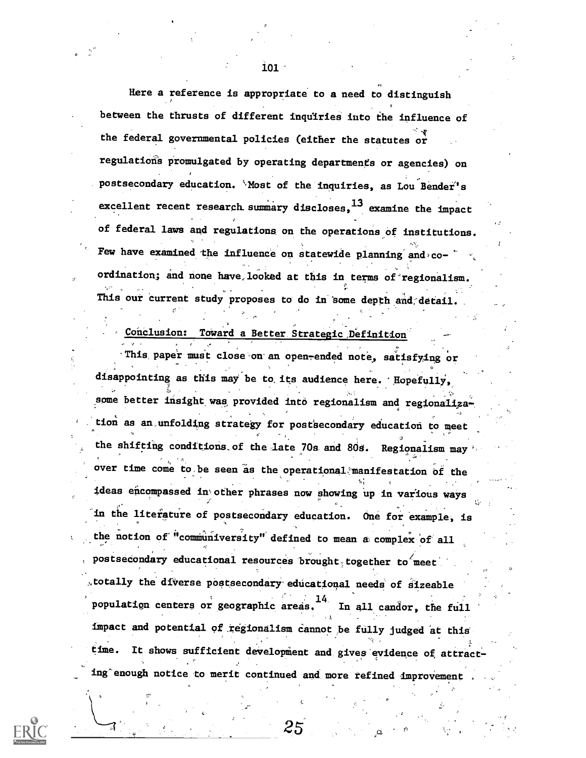Here a reference is appropriate to a need to distinguish between the thrusts of different inquiries into the influence of the federal governmental policies (either the statutes or regulations promulgated by operating departments or agencies) on postsecondary education. Most of the inquiries, as Lou Bender's excellent recent research summary discloses,[13] examine the impact of federal laws and regulations on the operations of institutions. Few have examined the influence on statewide planning and coordination; and none have looked at this in terms of regionalism. This our current study proposes to do in some depth and detail.

## Conclusion: Toward a Better Strategic Definition

This paper must close on an open-ended note, satisfying or disappointing as this may be to its audience here. Hopefully, some better insight was provided into regionalism and regionalization as an unfolding strategy for postsecondary education to meet the shifting conditions of the late 70s and 80s. Regionalism may over time come to be seen as the operational manifestation of the ideas encompassed in other phrases now showing up in various ways in the literature of postsecondary education. One for example, is the notion of "communiversity" defined to mean a complex of all postsecondary educational resources brought together to meet totally the diverse postsecondary educational needs of sizeable population centers or geographic areas.[14] In all candor, the full impact and potential of regionalism cannot be fully judged at this time. It shows sufficient development and gives evidence of attracting enough notice to merit continued and more refined improvement.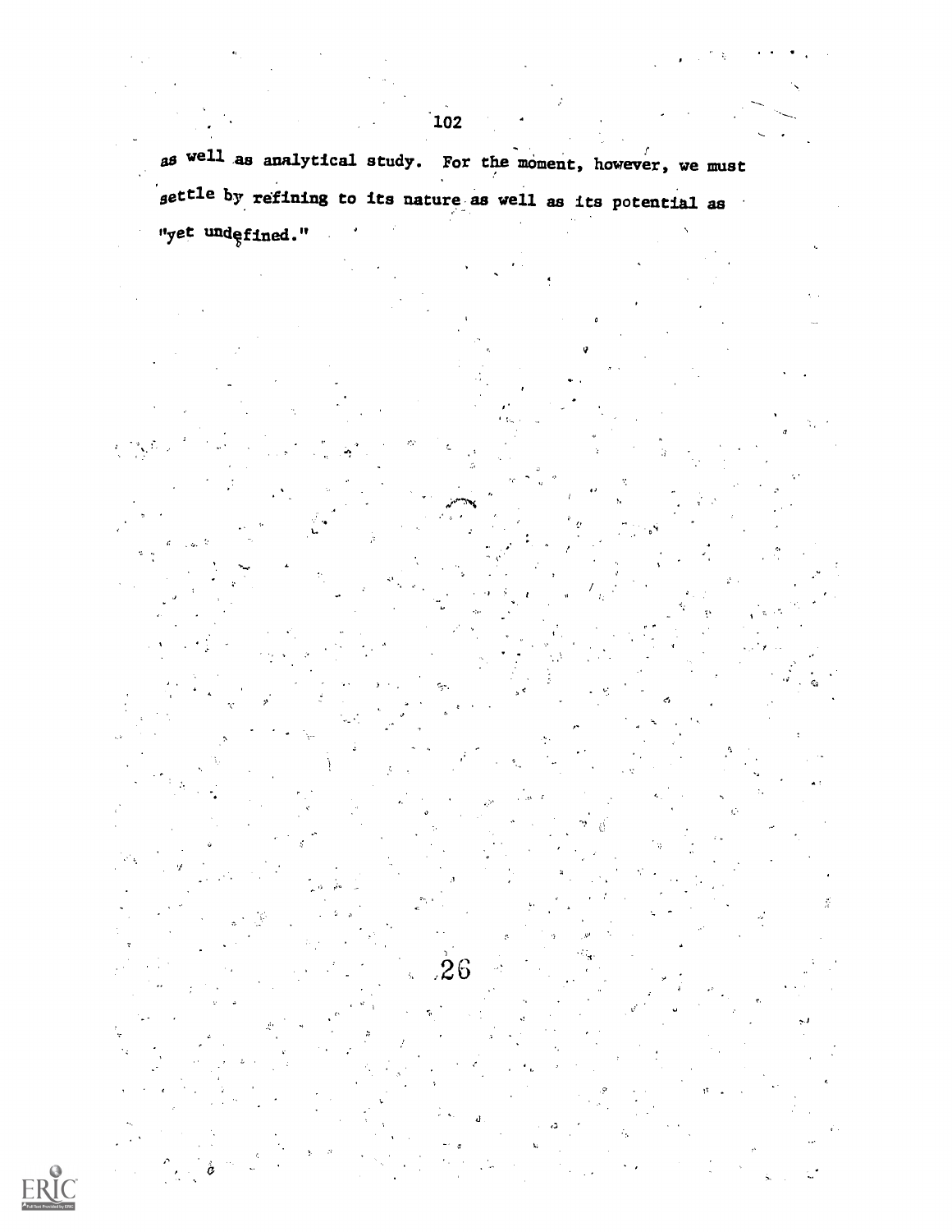as well as analytical study. For the moment, however, we must settle by refining to its nature as well as its potential as "yet undefined."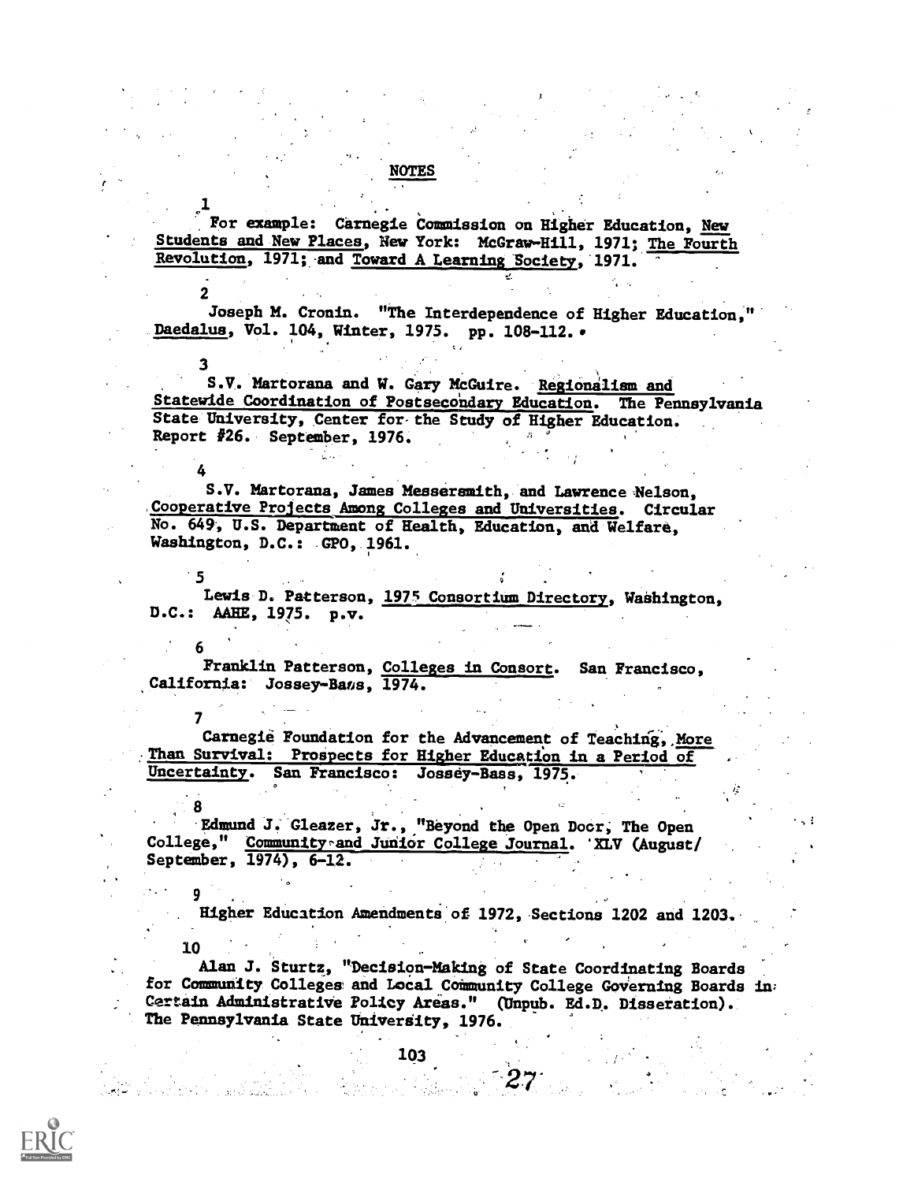## NOTES

1 For example: Carnegie Commission on Higher Education, New Students and New Places, New York: McGraw-Hill, 1971; The Fourth Revolution, 1971; and Toward A Learning Society, 1971.

2 Joseph M. Cronin. "The Interdependence of Higher Education," Daedalus, Vol. 104, Winter, 1975. pp. 108-112.

3 S.V. Martorana and W. Gary McGuire. Regionalism and Statewide Coordination of Postsecondary Education. The Pennsylvania State University, Center for the Study of Higher Education. Report #26. September, 1976.

4 S.V. Martorana, James Messersmith, and Lawrence Nelson, Cooperative Projects Among Colleges and Universities. Circular No. 649, U.S. Department of Health, Education, and Welfare, Washington, D.C.: GPO, 1961.

5 Lewis D. Patterson, 1975 Consortium Directory, Washington, D.C.: AAHE, 1975. p.v.

6 Franklin Patterson, Colleges in Consort. San Francisco, California: Jossey-Bass, 1974.

7 Carnegie Foundation for the Advancement of Teaching, More Than Survival: Prospects for Higher Education in a Period of Uncertainty. San Francisco: Jossey-Bass, 1975.

8 Edmund J. Gleazer, Jr., "Beyond the Open Door, The Open College," Community and Junior College Journal. XLV (August/September, 1974), 6-12.

9 Higher Education Amendments of 1972, Sections 1202 and 1203.

10 Alan J. Sturtz, "Decision-Making of State Coordinating Boards for Community Colleges and Local Community College Governing Boards in Certain Administrative Policy Areas." (Unpub. Ed.D. Disseration). The Pennsylvania State University, 1976.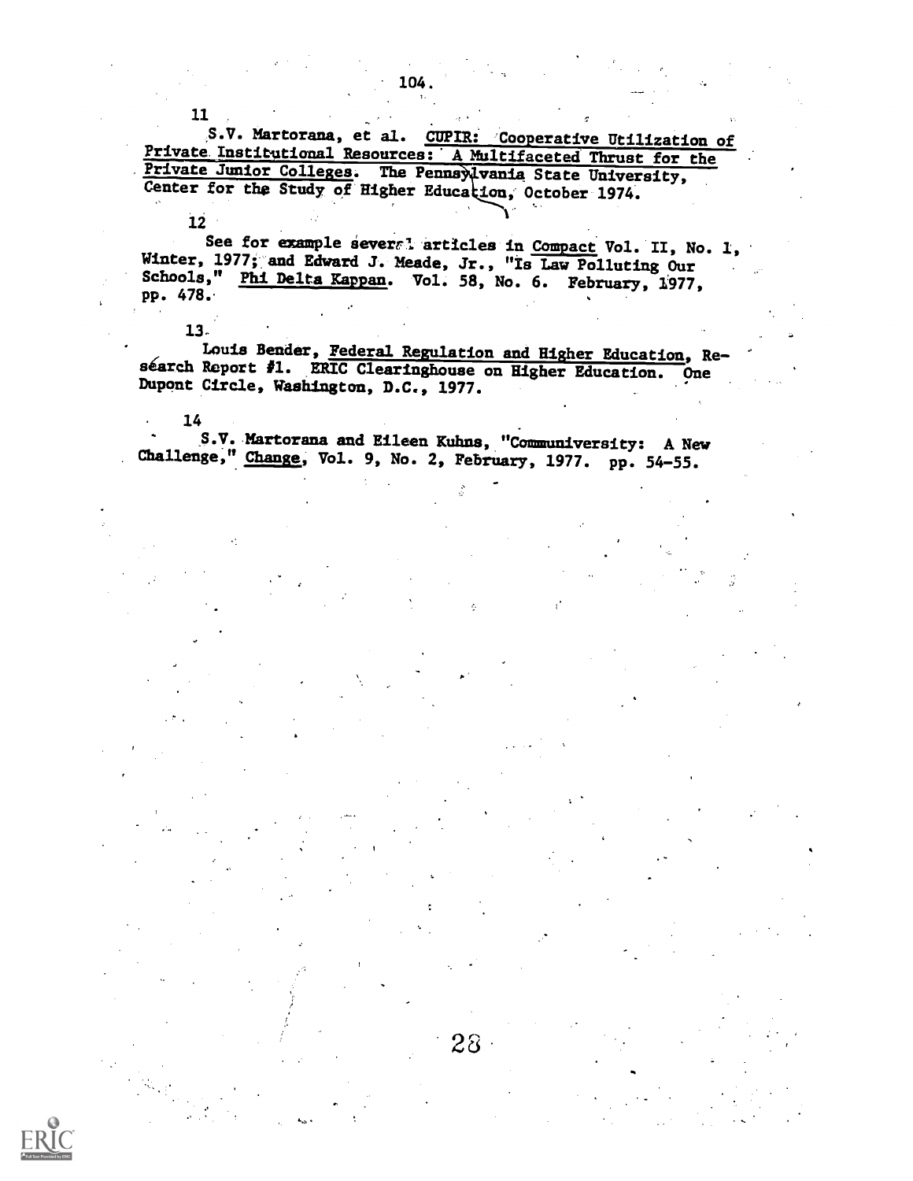11

S.V. Martorana, et al. CUPIR: Cooperative Utilization of Private Institutional Resources: A Multifaceted Thrust for the Private Junior Colleges. The Pennsylvania State University, Center for the Study of Higher Education, October 1974.

12

See for example several articles in Compact Vol. II, No. 1, Winter, 1977; and Edward J. Meade, Jr., "Is Law Polluting Our Schools," Phi Delta Kappan. Vol. 58, No. 6. February, 1977, pp. 478.

13

Louis Bender, Federal Regulation and Higher Education, Research Report #1. ERIC Clearinghouse on Higher Education. One Dupont Circle, Washington, D.C., 1977.

14

S.V. Martorana and Eileen Kuhns, "Communiversity: A New Challenge," Change, Vol. 9, No. 2, February, 1977. pp. 54-55.